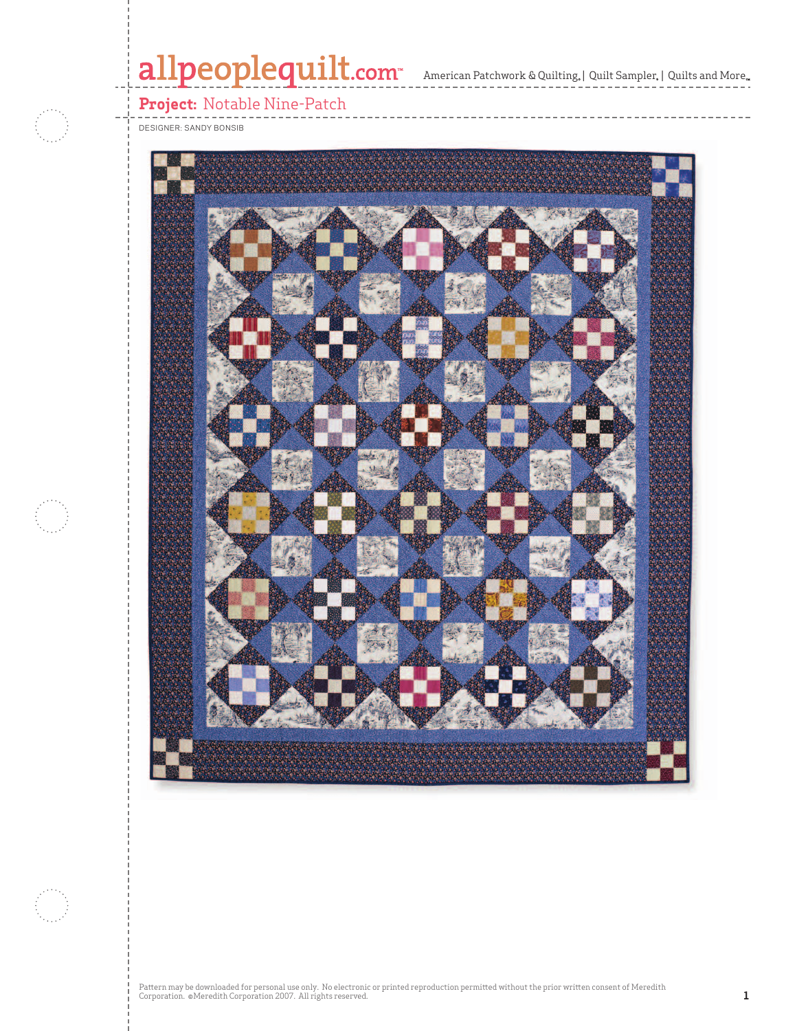**Project:** Notable Nine-Patch

DESIGNER: SANDY BONSIB

Pattern may be downloaded for personal use only. No electronic or printed reproduction permitted without the prior written consent of Meredith Corporation. ©Meredith Corporation 2007. All rights reserved.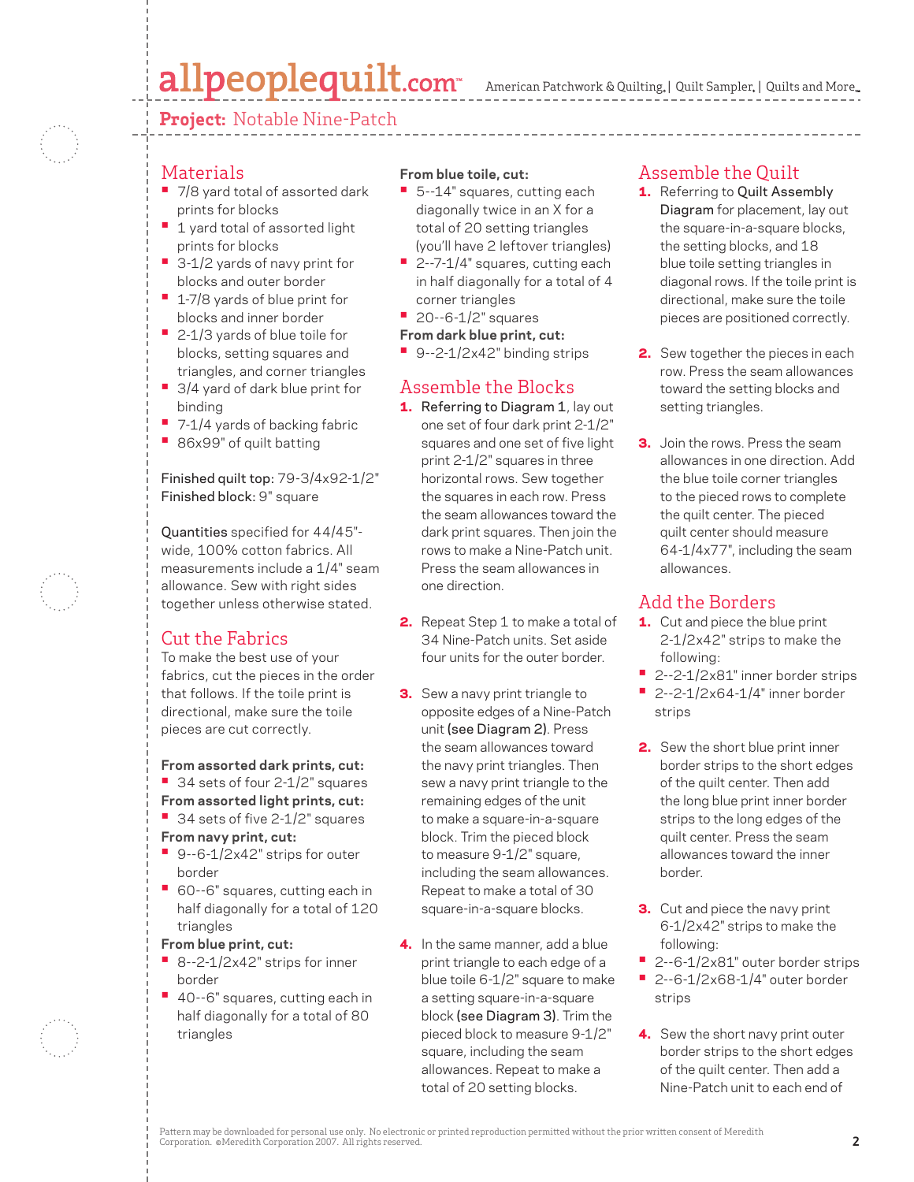**Project:** Notable Nine-Patch

## Materials

- 7/8 yard total of assorted dark prints for blocks
- 1 yard total of assorted light prints for blocks
- 3-1/2 yards of navy print for blocks and outer border
- 1-7/8 yards of blue print for blocks and inner border
- 2-1/3 yards of blue toile for blocks, setting squares and triangles, and corner triangles
- 3/4 yard of dark blue print for binding
- 7-1/4 yards of backing fabric
- 86x99" of quilt batting

Finished quilt top: 79-3/4x92-1/2"
Finished block: 9" square

Quantities specified for 44/45"-wide, 100% cotton fabrics. All measurements include a 1/4" seam allowance. Sew with right sides together unless otherwise stated.

## Cut the Fabrics

To make the best use of your fabrics, cut the pieces in the order that follows. If the toile print is directional, make sure the toile pieces are cut correctly.

**From assorted dark prints, cut:**
- 34 sets of four 2-1/2" squares

**From assorted light prints, cut:**
- 34 sets of five 2-1/2" squares

**From navy print, cut:**
- 9--6-1/2x42" strips for outer border
- 60--6" squares, cutting each in half diagonally for a total of 120 triangles

**From blue print, cut:**
- 8--2-1/2x42" strips for inner border
- 40--6" squares, cutting each in half diagonally for a total of 80 triangles

**From blue toile, cut:**
- 5--14" squares, cutting each diagonally twice in an X for a total of 20 setting triangles (you'll have 2 leftover triangles)
- 2--7-1/4" squares, cutting each in half diagonally for a total of 4 corner triangles
- 20--6-1/2" squares

**From dark blue print, cut:**
- 9--2-1/2x42" binding strips

## Assemble the Blocks

1. Referring to Diagram 1, lay out one set of four dark print 2-1/2" squares and one set of five light print 2-1/2" squares in three horizontal rows. Sew together the squares in each row. Press the seam allowances toward the dark print squares. Then join the rows to make a Nine-Patch unit. Press the seam allowances in one direction.

2. Repeat Step 1 to make a total of 34 Nine-Patch units. Set aside four units for the outer border.

3. Sew a navy print triangle to opposite edges of a Nine-Patch unit **(see Diagram 2)**. Press the seam allowances toward the navy print triangles. Then sew a navy print triangle to the remaining edges of the unit to make a square-in-a-square block. Trim the pieced block to measure 9-1/2" square, including the seam allowances. Repeat to make a total of 30 square-in-a-square blocks.

4. In the same manner, add a blue print triangle to each edge of a blue toile 6-1/2" square to make a setting square-in-a-square block **(see Diagram 3)**. Trim the pieced block to measure 9-1/2" square, including the seam allowances. Repeat to make a total of 20 setting blocks.

## Assemble the Quilt

1. Referring to Quilt Assembly Diagram for placement, lay out the square-in-a-square blocks, the setting blocks, and 18 blue toile setting triangles in diagonal rows. If the toile print is directional, make sure the toile pieces are positioned correctly.

2. Sew together the pieces in each row. Press the seam allowances toward the setting blocks and setting triangles.

3. Join the rows. Press the seam allowances in one direction. Add the blue toile corner triangles to the pieced rows to complete the quilt center. The pieced quilt center should measure 64-1/4x77", including the seam allowances.

## Add the Borders

1. Cut and piece the blue print 2-1/2x42" strips to make the following:
   - 2--2-1/2x81" inner border strips
   - 2--2-1/2x64-1/4" inner border strips

2. Sew the short blue print inner border strips to the short edges of the quilt center. Then add the long blue print inner border strips to the long edges of the quilt center. Press the seam allowances toward the inner border.

3. Cut and piece the navy print 6-1/2x42" strips to make the following:
   - 2--6-1/2x81" outer border strips
   - 2--6-1/2x68-1/4" outer border strips

4. Sew the short navy print outer border strips to the short edges of the quilt center. Then add a Nine-Patch unit to each end of

Pattern may be downloaded for personal use only. No electronic or printed reproduction permitted without the prior written consent of Meredith Corporation. ©Meredith Corporation 2007. All rights reserved.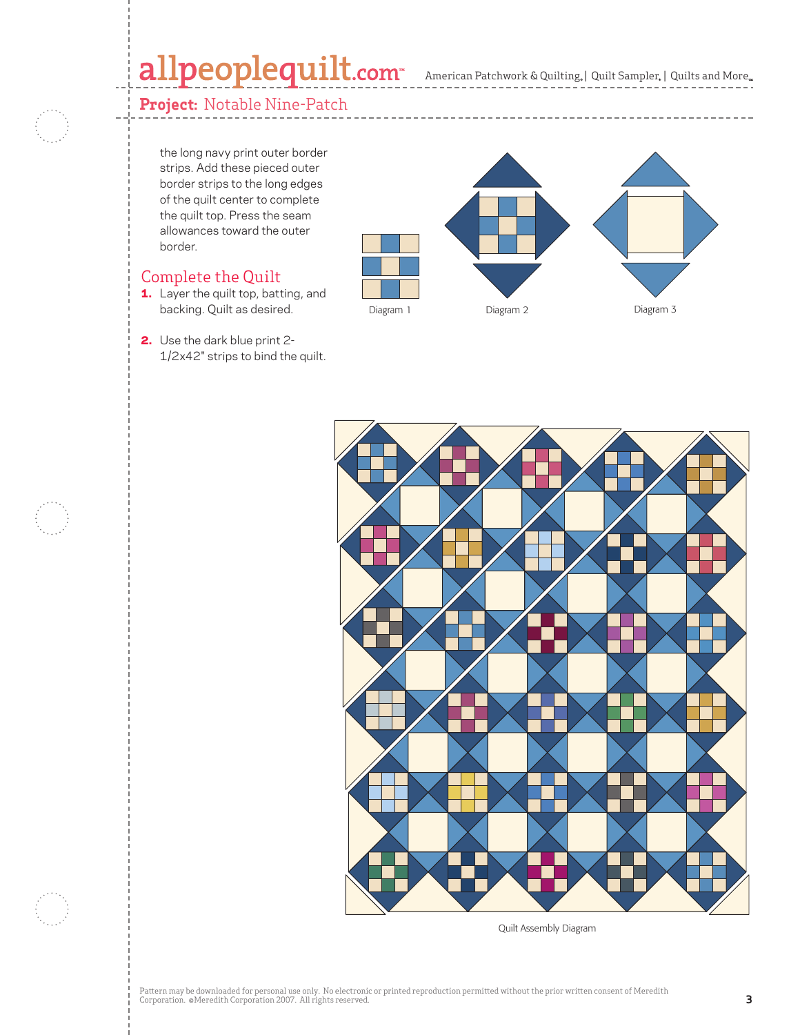the long navy print outer border strips. Add these pieced outer border strips to the long edges of the quilt center to complete the quilt top. Press the seam allowances toward the outer border.

## Complete the Quilt

1. Layer the quilt top, batting, and backing. Quilt as desired.

2. Use the dark blue print 2-1/2x42" strips to bind the quilt.

Diagram 1

Diagram 2

Diagram 3

Quilt Assembly Diagram

Pattern may be downloaded for personal use only. No electronic or printed reproduction permitted without the prior written consent of Meredith Corporation. ©Meredith Corporation 2007. All rights reserved.